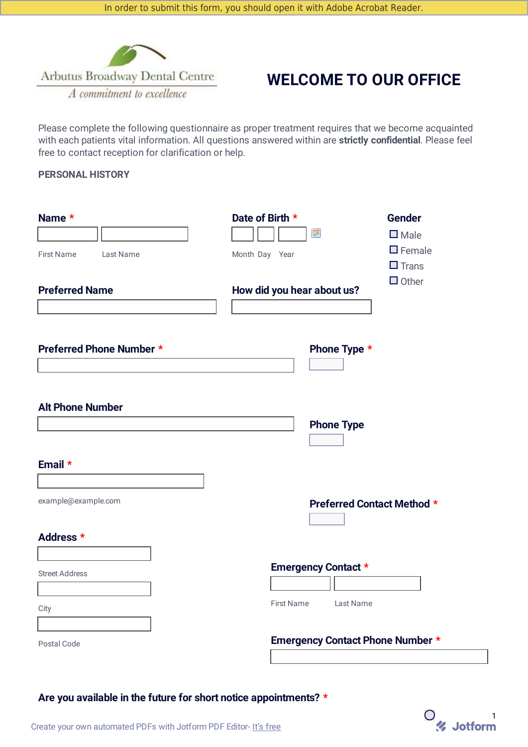In order to submit this form, you should open it with Adobe Acrobat Reader.

Arbutus Broadway Dental Centre

*A commitment to excellence*

# WELCOME TO OUR OFFICE

Please complete the following questionnaire as proper treatment requires that we become acquainted with each patients vital information. All questions answered within are **strictly confidential**. Please feel free to contact reception for clarification or help.

## PERSONAL HISTORY

**Name** *

First Name    Last Name

**Date of Birth** *

Month  Day  Year

**Gender**

- ☐ Male
- ☐ Female
- ☐ Trans
- ☐ Other

**Preferred Name**

**How did you hear about us?**

**Preferred Phone Number** *

**Phone Type** *

**Alt Phone Number**

**Phone Type**

**Email** *

example@example.com

**Preferred Contact Method** *

**Address** *

Street Address

City

Postal Code

**Emergency Contact** *

First Name    Last Name

**Emergency Contact Phone Number** *

**Are you available in the future for short notice appointments?** *

Create your own automated PDFs with Jotform PDF Editor- It's free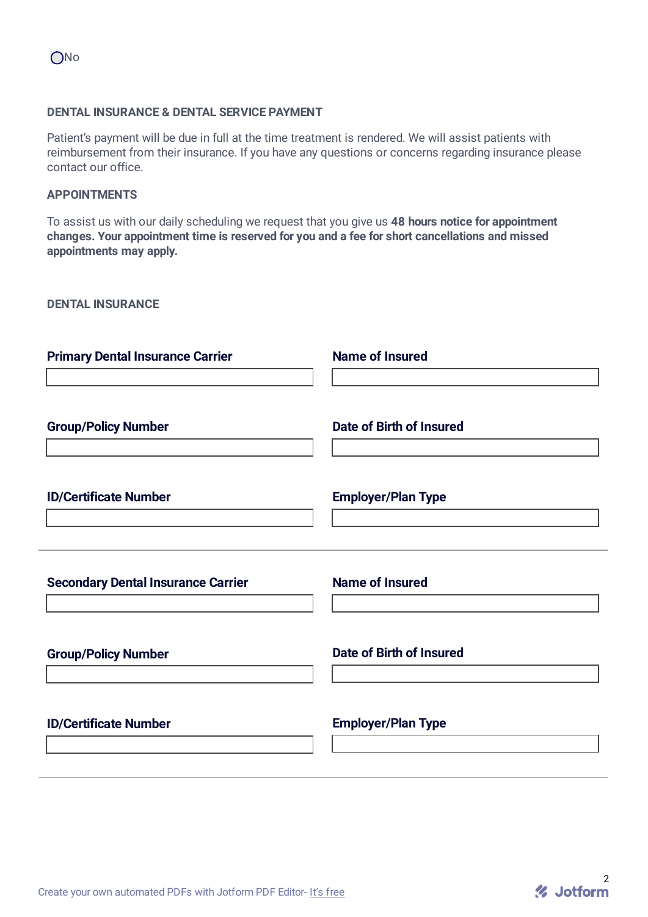○ No

## DENTAL INSURANCE & DENTAL SERVICE PAYMENT

Patient's payment will be due in full at the time treatment is rendered. We will assist patients with reimbursement from their insurance. If you have any questions or concerns regarding insurance please contact our office.

## APPOINTMENTS

To assist us with our daily scheduling we request that you give us **48 hours notice for appointment changes. Your appointment time is reserved for you and a fee for short cancellations and missed appointments may apply.**

## DENTAL INSURANCE

**Primary Dental Insurance Carrier**

**Name of Insured**

**Group/Policy Number**

**Date of Birth of Insured**

**ID/Certificate Number**

**Employer/Plan Type**

---

**Secondary Dental Insurance Carrier**

**Name of Insured**

**Group/Policy Number**

**Date of Birth of Insured**

**ID/Certificate Number**

**Employer/Plan Type**

---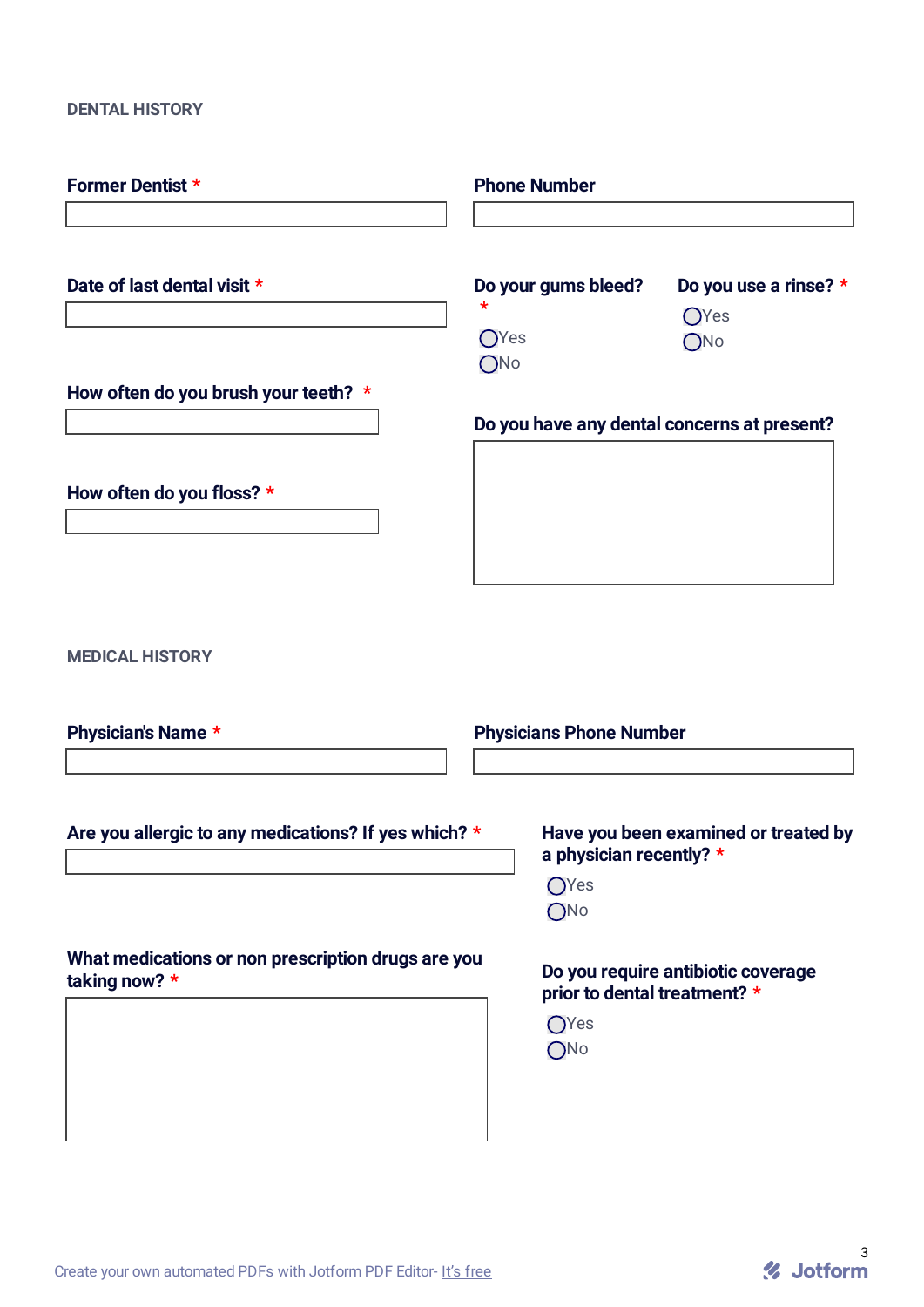## DENTAL HISTORY

**Former Dentist** *

**Phone Number**

**Date of last dental visit** *

**Do your gums bleed?** *

- Yes
- No

**Do you use a rinse?** *

- Yes
- No

**How often do you brush your teeth?** *

**Do you have any dental concerns at present?**

**How often do you floss?** *

## MEDICAL HISTORY

**Physician's Name** *

**Physicians Phone Number**

**Are you allergic to any medications? If yes which?** *

**Have you been examined or treated by a physician recently?** *

- Yes
- No

**What medications or non prescription drugs are you taking now?** *

**Do you require antibiotic coverage prior to dental treatment?** *

- Yes
- No

Create your own automated PDFs with Jotform PDF Editor- It's free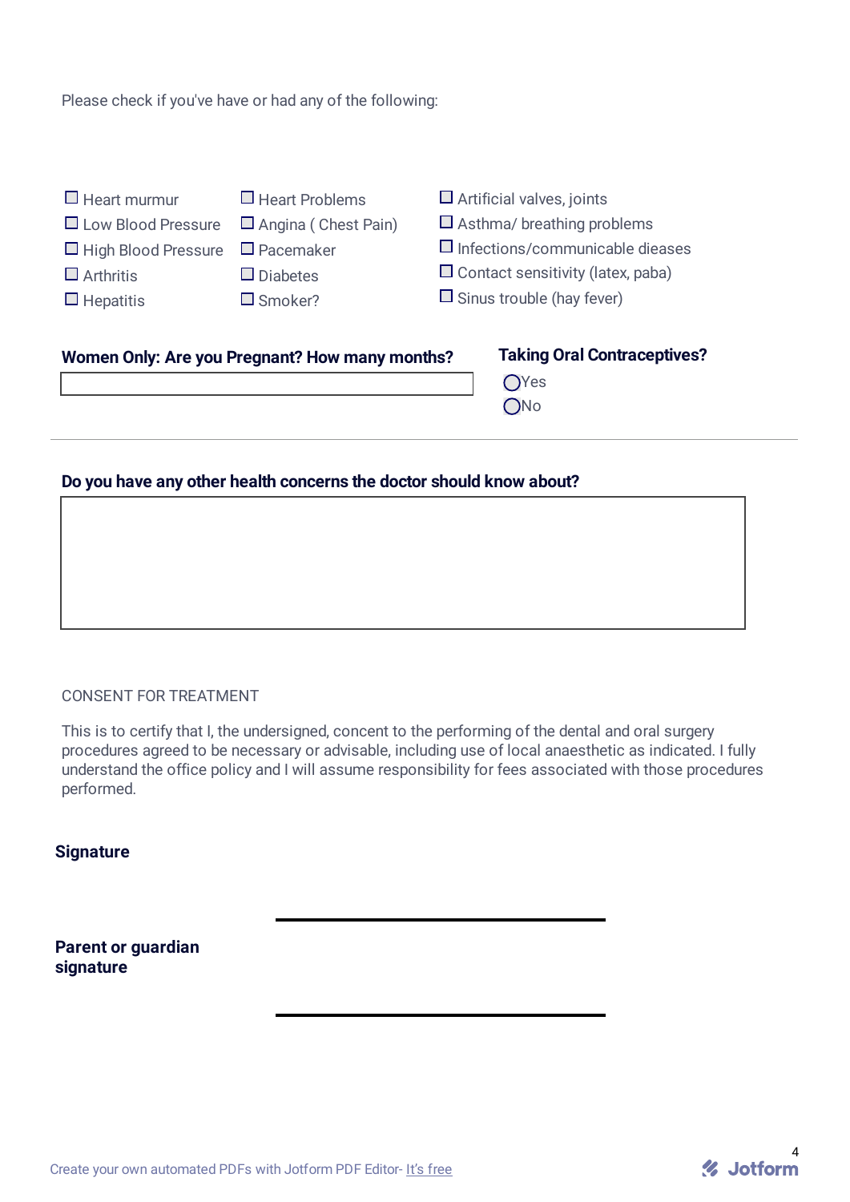Please check if you've have or had any of the following:

- ☐ Heart murmur
- ☐ Low Blood Pressure
- ☐ High Blood Pressure
- ☐ Arthritis
- ☐ Hepatitis
- ☐ Heart Problems
- ☐ Angina ( Chest Pain)
- ☐ Pacemaker
- ☐ Diabetes
- ☐ Smoker?
- ☐ Artificial valves, joints
- ☐ Asthma/ breathing problems
- ☐ Infections/communicable dieases
- ☐ Contact sensitivity (latex, paba)
- ☐ Sinus trouble (hay fever)

**Women Only: Are you Pregnant? How many months?**

\_\_\_\_\_\_\_\_\_\_\_\_\_\_\_\_\_\_\_\_\_\_\_\_\_\_\_\_\_\_

**Taking Oral Contraceptives?**

- ◯ Yes
- ◯ No

---

**Do you have any other health concerns the doctor should know about?**

\_\_\_\_\_\_\_\_\_\_\_\_\_\_\_\_\_\_\_\_\_\_\_\_\_\_\_\_\_\_

CONSENT FOR TREATMENT

This is to certify that I, the undersigned, concent to the performing of the dental and oral surgery procedures agreed to be necessary or advisable, including use of local anaesthetic as indicated. I fully understand the office policy and I will assume responsibility for fees associated with those procedures performed.

**Signature**

\_\_\_\_\_\_\_\_\_\_\_\_\_\_\_\_\_\_\_\_\_\_\_\_\_\_\_\_\_\_

**Parent or guardian signature**

\_\_\_\_\_\_\_\_\_\_\_\_\_\_\_\_\_\_\_\_\_\_\_\_\_\_\_\_\_\_

Create your own automated PDFs with Jotform PDF Editor- It's free